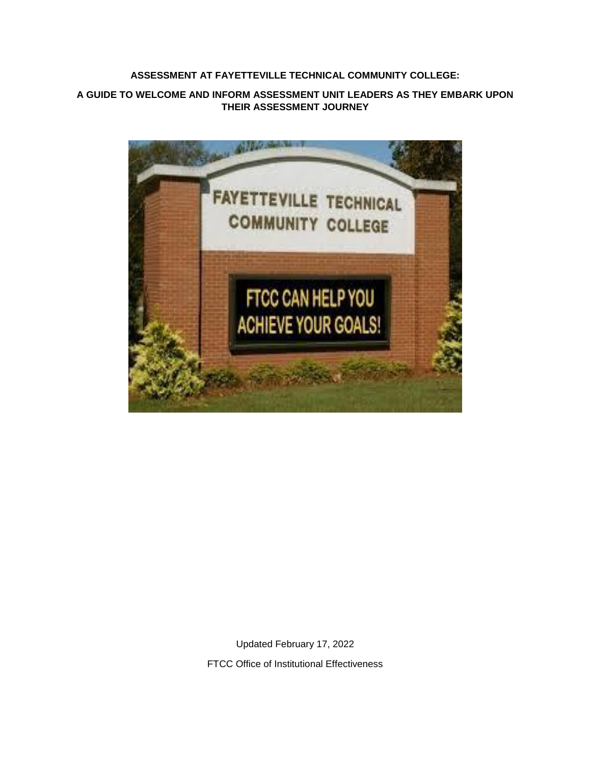# ASSESSMENT AT FAYETTEVILLE TECHNICAL COMMUNITY COLLEGE:

## A GUIDE TO WELCOME AND INFORM ASSESSMENT UNIT LEADERS AS THEY EMBARK UPON THEIR ASSESSMENT JOURNEY

Updated February 17, 2022

FTCC Office of Institutional Effectiveness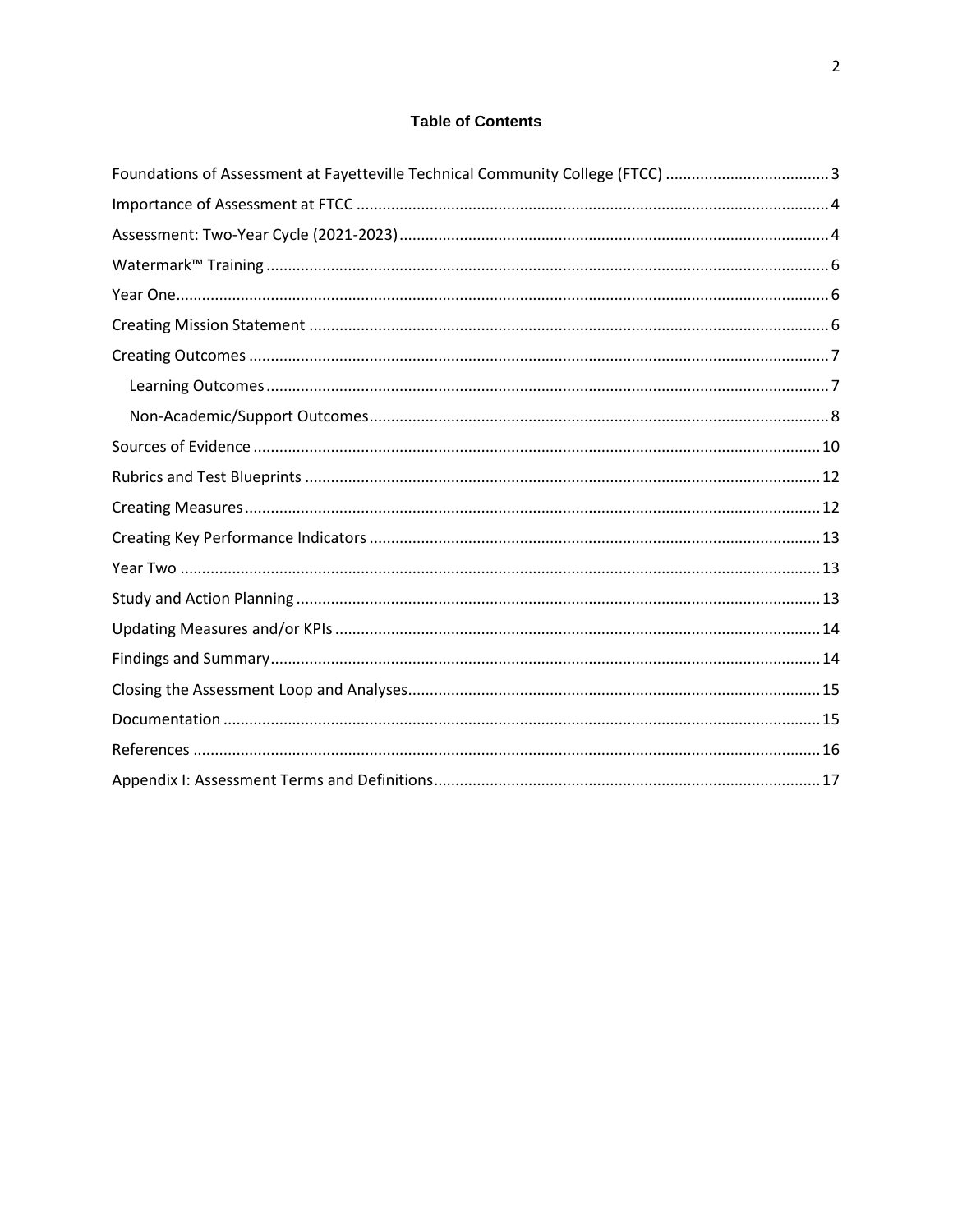# Table of Contents

Foundations of Assessment at Fayetteville Technical Community College (FTCC) ..................................... 3

Importance of Assessment at FTCC ............................................................................................. 4

Assessment: Two-Year Cycle (2021-2023) .................................................................................... 4

Watermark™ Training ................................................................................................................... 6

Year One ....................................................................................................................................... 6

Creating Mission Statement ......................................................................................................... 6

Creating Outcomes ....................................................................................................................... 7

- Learning Outcomes .................................................................................................................. 7
- Non-Academic/Support Outcomes .......................................................................................... 8

Sources of Evidence .................................................................................................................... 10

Rubrics and Test Blueprints ....................................................................................................... 12

Creating Measures ...................................................................................................................... 12

Creating Key Performance Indicators ........................................................................................ 13

Year Two ..................................................................................................................................... 13

Study and Action Planning .......................................................................................................... 13

Updating Measures and/or KPIs ................................................................................................. 14

Findings and Summary ................................................................................................................ 14

Closing the Assessment Loop and Analyses ............................................................................... 15

Documentation ........................................................................................................................... 15

References .................................................................................................................................. 16

Appendix I: Assessment Terms and Definitions .......................................................................... 17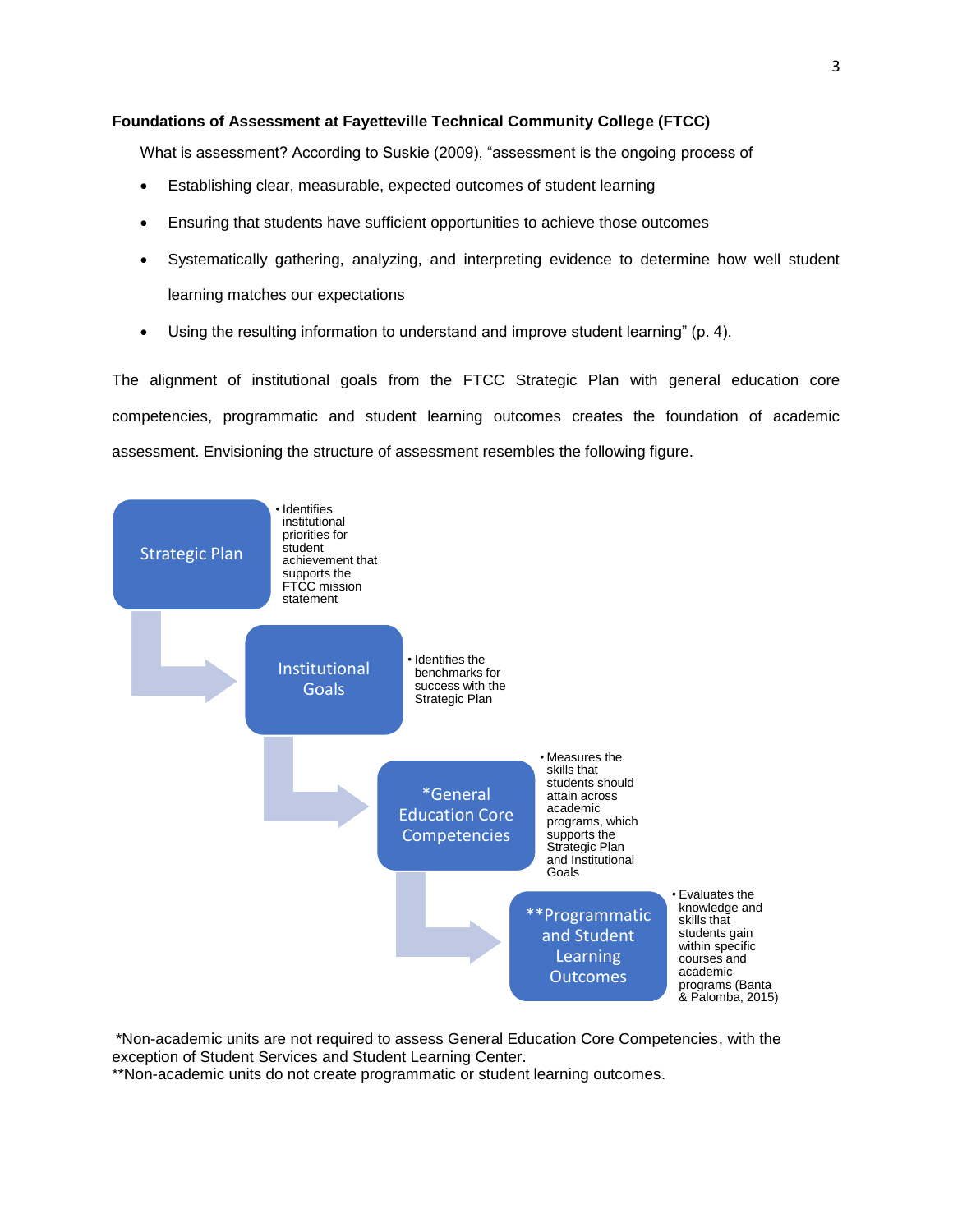**Foundations of Assessment at Fayetteville Technical Community College (FTCC)**

What is assessment? According to Suskie (2009), "assessment is the ongoing process of

- Establishing clear, measurable, expected outcomes of student learning
- Ensuring that students have sufficient opportunities to achieve those outcomes
- Systematically gathering, analyzing, and interpreting evidence to determine how well student learning matches our expectations
- Using the resulting information to understand and improve student learning" (p. 4).

The alignment of institutional goals from the FTCC Strategic Plan with general education core competencies, programmatic and student learning outcomes creates the foundation of academic assessment. Envisioning the structure of assessment resembles the following figure.

Strategic Plan
- Identifies institutional priorities for student achievement that supports the FTCC mission statement

Institutional Goals
- Identifies the benchmarks for success with the Strategic Plan

*General Education Core Competencies
- Measures the skills that students should attain across academic programs, which supports the Strategic Plan and Institutional Goals

**Programmatic and Student Learning Outcomes
- Evaluates the knowledge and skills that students gain within specific courses and academic programs (Banta & Palomba, 2015)

*Non-academic units are not required to assess General Education Core Competencies, with the exception of Student Services and Student Learning Center.
**Non-academic units do not create programmatic or student learning outcomes.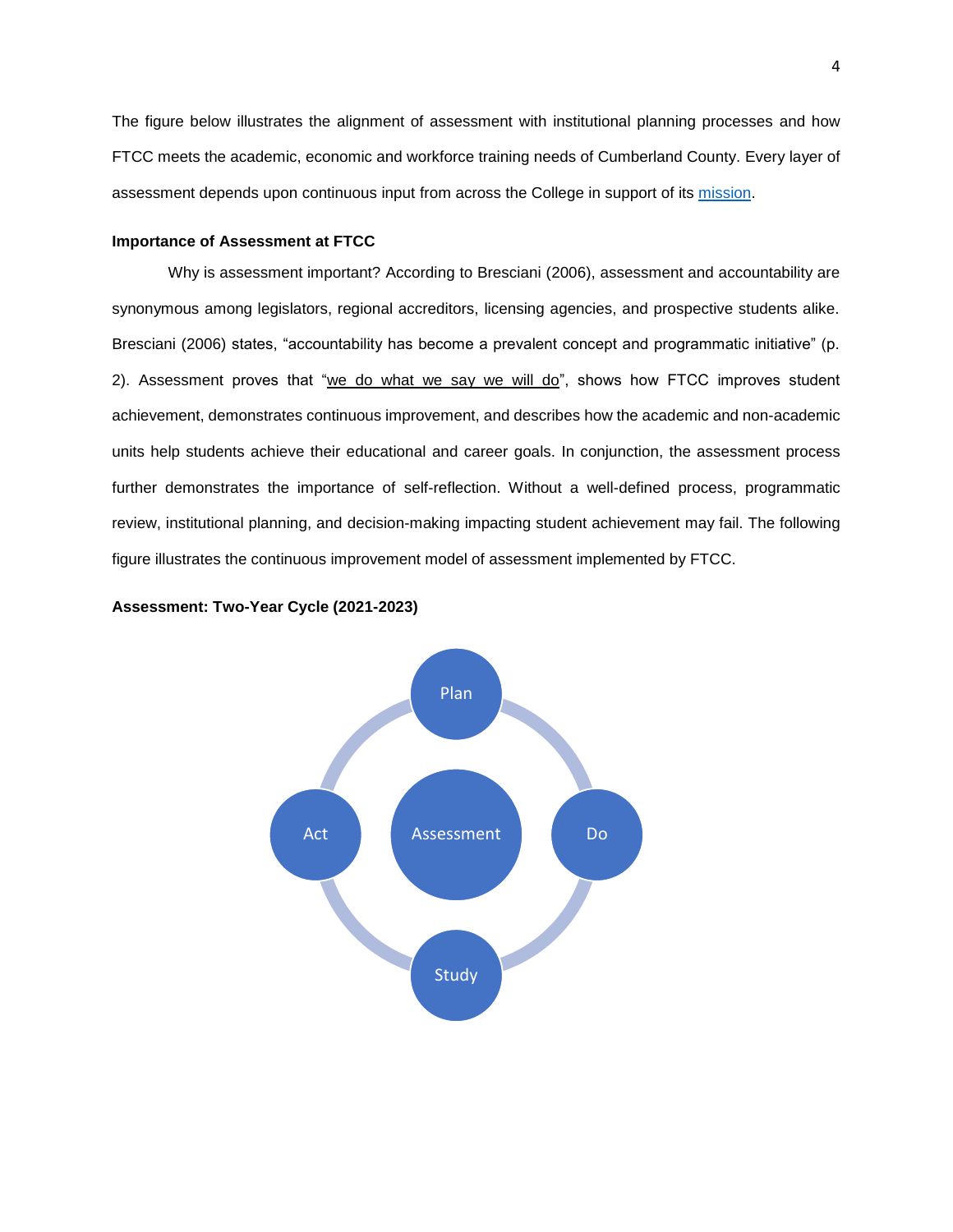The figure below illustrates the alignment of assessment with institutional planning processes and how FTCC meets the academic, economic and workforce training needs of Cumberland County. Every layer of assessment depends upon continuous input from across the College in support of its mission.

**Importance of Assessment at FTCC**

Why is assessment important? According to Bresciani (2006), assessment and accountability are synonymous among legislators, regional accreditors, licensing agencies, and prospective students alike. Bresciani (2006) states, "accountability has become a prevalent concept and programmatic initiative" (p. 2). Assessment proves that "we do what we say we will do", shows how FTCC improves student achievement, demonstrates continuous improvement, and describes how the academic and non-academic units help students achieve their educational and career goals. In conjunction, the assessment process further demonstrates the importance of self-reflection. Without a well-defined process, programmatic review, institutional planning, and decision-making impacting student achievement may fail. The following figure illustrates the continuous improvement model of assessment implemented by FTCC.

**Assessment: Two-Year Cycle (2021-2023)**

Plan

Act · Assessment · Do

Study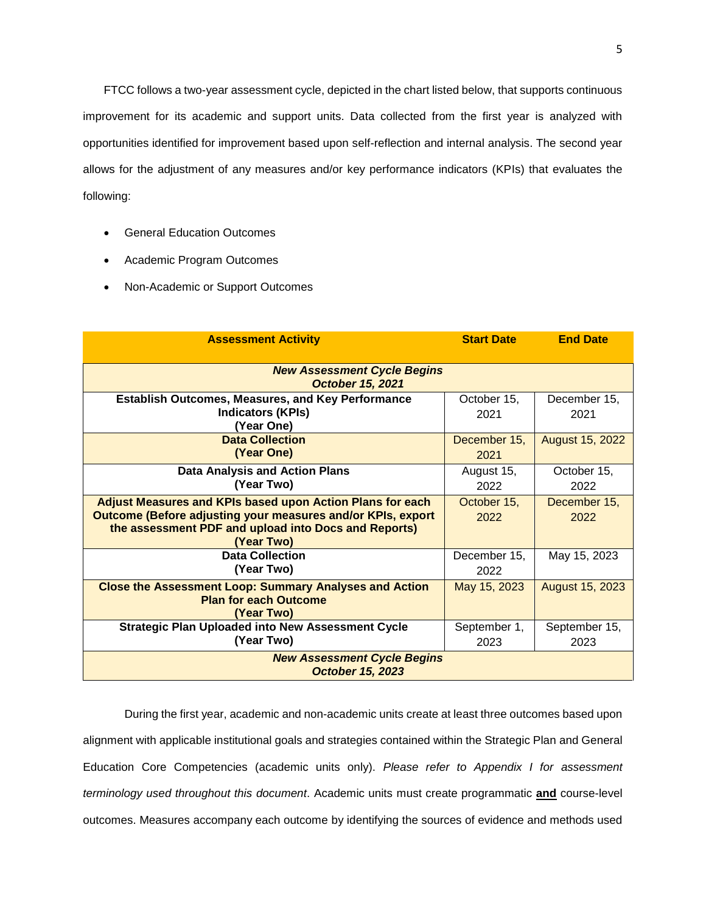FTCC follows a two-year assessment cycle, depicted in the chart listed below, that supports continuous improvement for its academic and support units. Data collected from the first year is analyzed with opportunities identified for improvement based upon self-reflection and internal analysis. The second year allows for the adjustment of any measures and/or key performance indicators (KPIs) that evaluates the following:

- General Education Outcomes
- Academic Program Outcomes
- Non-Academic or Support Outcomes

| Assessment Activity | Start Date | End Date |
|---|---|---|
| ***New Assessment Cycle Begins October 15, 2021*** | | |
| **Establish Outcomes, Measures, and Key Performance Indicators (KPIs) (Year One)** | October 15, 2021 | December 15, 2021 |
| **Data Collection (Year One)** | December 15, 2021 | August 15, 2022 |
| **Data Analysis and Action Plans (Year Two)** | August 15, 2022 | October 15, 2022 |
| **Adjust Measures and KPIs based upon Action Plans for each Outcome (Before adjusting your measures and/or KPIs, export the assessment PDF and upload into Docs and Reports) (Year Two)** | October 15, 2022 | December 15, 2022 |
| **Data Collection (Year Two)** | December 15, 2022 | May 15, 2023 |
| **Close the Assessment Loop: Summary Analyses and Action Plan for each Outcome (Year Two)** | May 15, 2023 | August 15, 2023 |
| **Strategic Plan Uploaded into New Assessment Cycle (Year Two)** | September 1, 2023 | September 15, 2023 |
| ***New Assessment Cycle Begins October 15, 2023*** | | |

During the first year, academic and non-academic units create at least three outcomes based upon alignment with applicable institutional goals and strategies contained within the Strategic Plan and General Education Core Competencies (academic units only). *Please refer to Appendix I for assessment terminology used throughout this document*. Academic units must create programmatic **and** course-level outcomes. Measures accompany each outcome by identifying the sources of evidence and methods used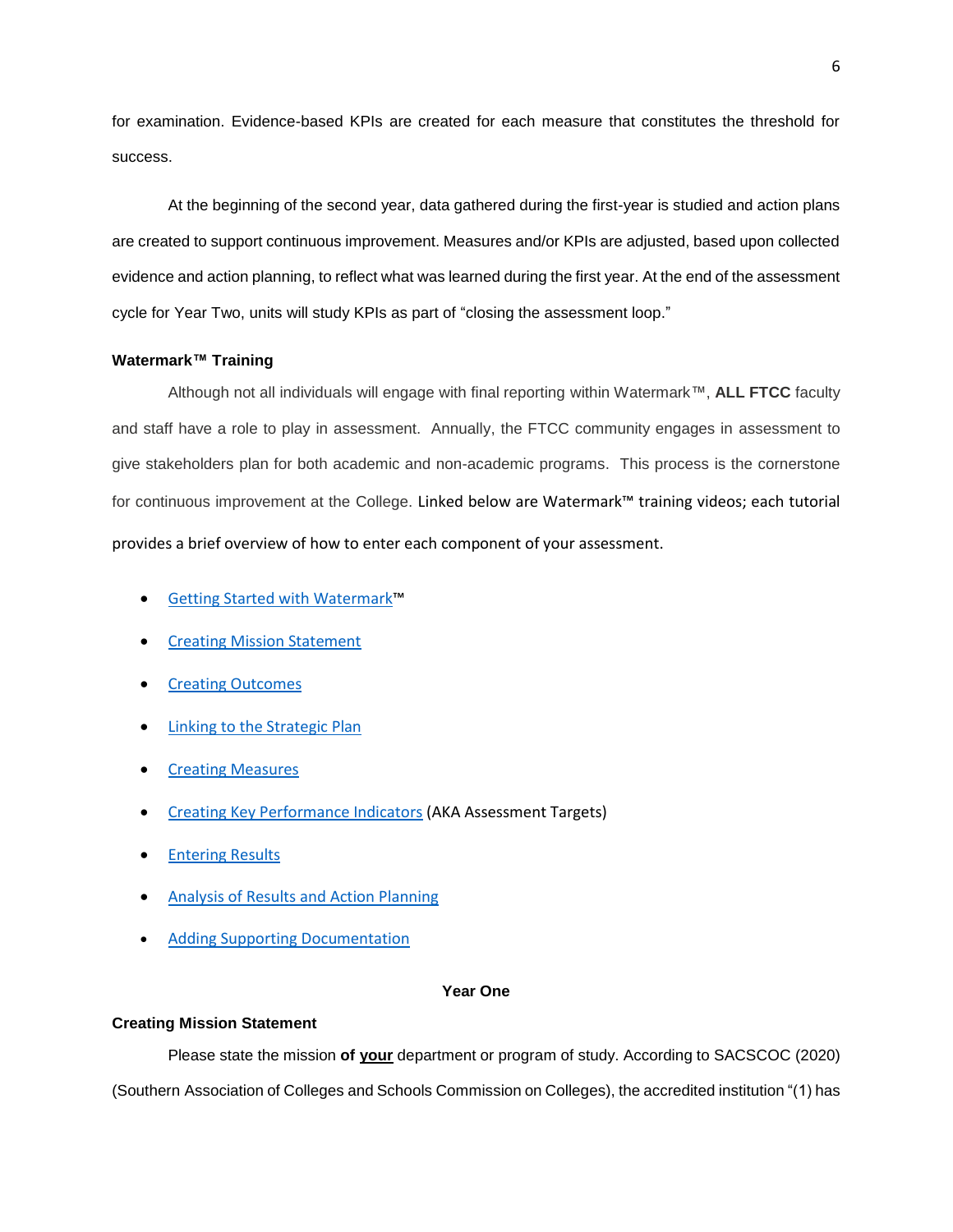for examination. Evidence-based KPIs are created for each measure that constitutes the threshold for success.

At the beginning of the second year, data gathered during the first-year is studied and action plans are created to support continuous improvement. Measures and/or KPIs are adjusted, based upon collected evidence and action planning, to reflect what was learned during the first year. At the end of the assessment cycle for Year Two, units will study KPIs as part of "closing the assessment loop."

### Watermark™ Training

Although not all individuals will engage with final reporting within Watermark™, **ALL FTCC** faculty and staff have a role to play in assessment. Annually, the FTCC community engages in assessment to give stakeholders plan for both academic and non-academic programs. This process is the cornerstone for continuous improvement at the College. Linked below are Watermark™ training videos; each tutorial provides a brief overview of how to enter each component of your assessment.

- Getting Started with Watermark™
- Creating Mission Statement
- Creating Outcomes
- Linking to the Strategic Plan
- Creating Measures
- Creating Key Performance Indicators (AKA Assessment Targets)
- Entering Results
- Analysis of Results and Action Planning
- Adding Supporting Documentation

## Year One

### Creating Mission Statement

Please state the mission **of <u>your</u>** department or program of study. According to SACSCOC (2020) (Southern Association of Colleges and Schools Commission on Colleges), the accredited institution "(1) has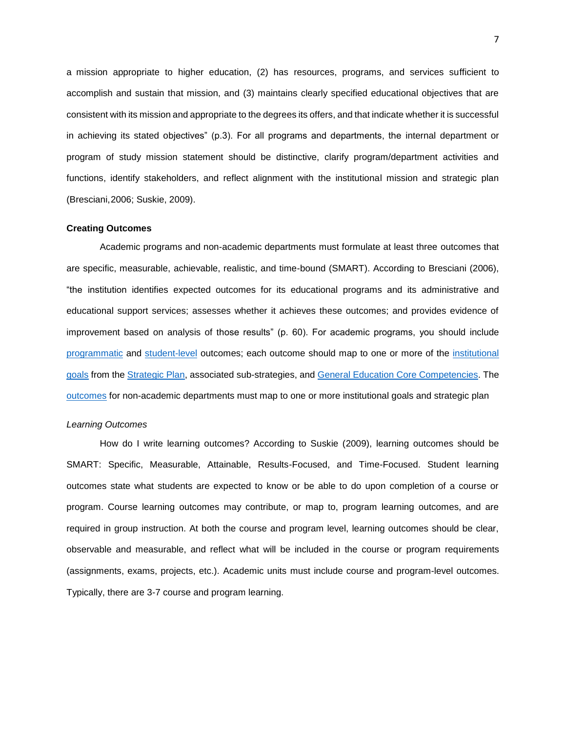a mission appropriate to higher education, (2) has resources, programs, and services sufficient to accomplish and sustain that mission, and (3) maintains clearly specified educational objectives that are consistent with its mission and appropriate to the degrees its offers, and that indicate whether it is successful in achieving its stated objectives" (p.3). For all programs and departments, the internal department or program of study mission statement should be distinctive, clarify program/department activities and functions, identify stakeholders, and reflect alignment with the institutional mission and strategic plan (Bresciani, 2006; Suskie, 2009).

**Creating Outcomes**

Academic programs and non-academic departments must formulate at least three outcomes that are specific, measurable, achievable, realistic, and time-bound (SMART). According to Bresciani (2006), "the institution identifies expected outcomes for its educational programs and its administrative and educational support services; assesses whether it achieves these outcomes; and provides evidence of improvement based on analysis of those results" (p. 60). For academic programs, you should include programmatic and student-level outcomes; each outcome should map to one or more of the institutional goals from the Strategic Plan, associated sub-strategies, and General Education Core Competencies. The outcomes for non-academic departments must map to one or more institutional goals and strategic plan

*Learning Outcomes*

How do I write learning outcomes? According to Suskie (2009), learning outcomes should be SMART: Specific, Measurable, Attainable, Results-Focused, and Time-Focused. Student learning outcomes state what students are expected to know or be able to do upon completion of a course or program. Course learning outcomes may contribute, or map to, program learning outcomes, and are required in group instruction. At both the course and program level, learning outcomes should be clear, observable and measurable, and reflect what will be included in the course or program requirements (assignments, exams, projects, etc.). Academic units must include course and program-level outcomes. Typically, there are 3-7 course and program learning.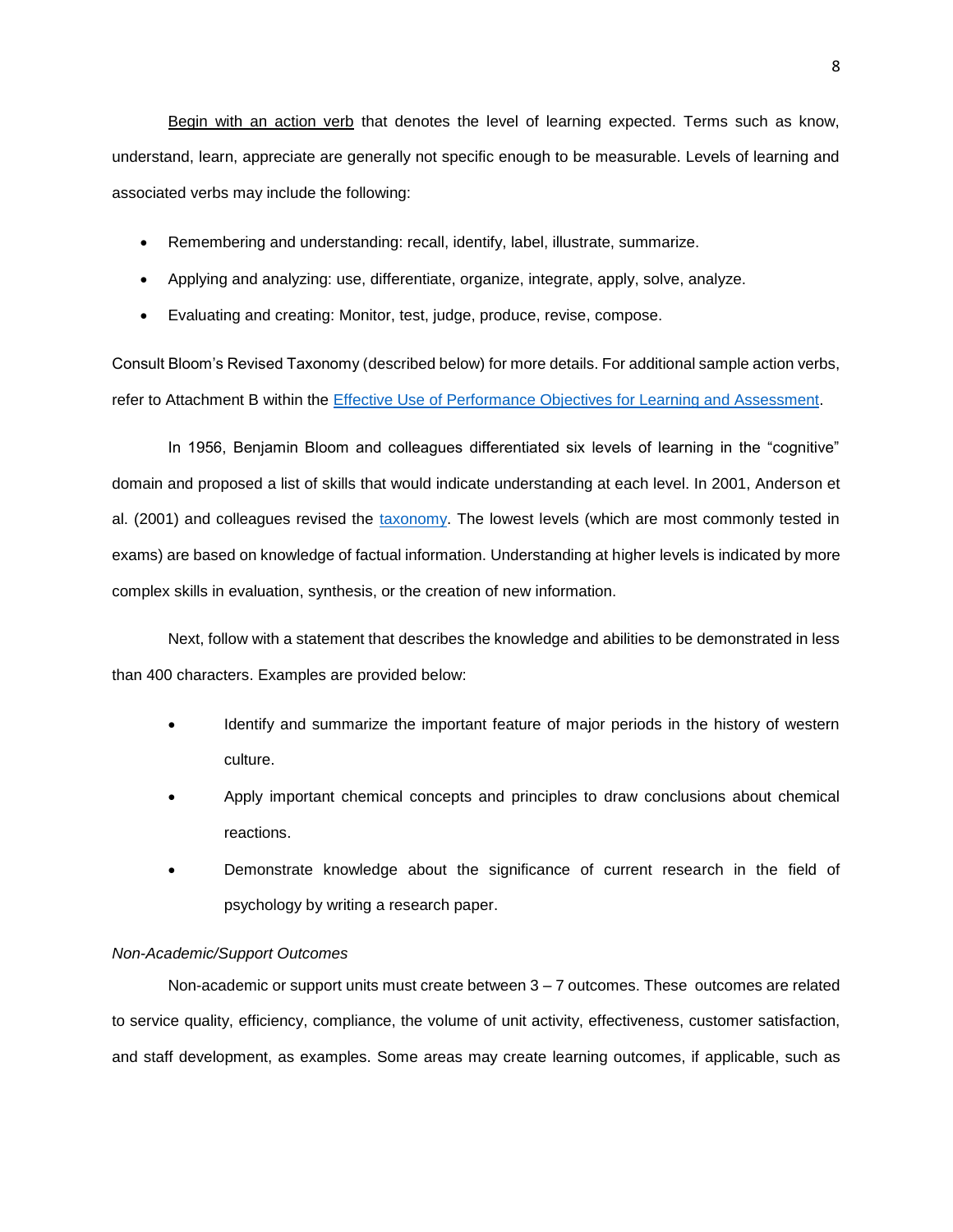Begin with an action verb that denotes the level of learning expected. Terms such as know, understand, learn, appreciate are generally not specific enough to be measurable. Levels of learning and associated verbs may include the following:

- Remembering and understanding: recall, identify, label, illustrate, summarize.
- Applying and analyzing: use, differentiate, organize, integrate, apply, solve, analyze.
- Evaluating and creating: Monitor, test, judge, produce, revise, compose.

Consult Bloom's Revised Taxonomy (described below) for more details. For additional sample action verbs, refer to Attachment B within the [Effective Use of Performance Objectives for Learning and Assessment](#).

In 1956, Benjamin Bloom and colleagues differentiated six levels of learning in the "cognitive" domain and proposed a list of skills that would indicate understanding at each level. In 2001, Anderson et al. (2001) and colleagues revised the [taxonomy](#). The lowest levels (which are most commonly tested in exams) are based on knowledge of factual information. Understanding at higher levels is indicated by more complex skills in evaluation, synthesis, or the creation of new information.

Next, follow with a statement that describes the knowledge and abilities to be demonstrated in less than 400 characters. Examples are provided below:

- Identify and summarize the important feature of major periods in the history of western culture.
- Apply important chemical concepts and principles to draw conclusions about chemical reactions.
- Demonstrate knowledge about the significance of current research in the field of psychology by writing a research paper.

*Non-Academic/Support Outcomes*

Non-academic or support units must create between 3 – 7 outcomes. These outcomes are related to service quality, efficiency, compliance, the volume of unit activity, effectiveness, customer satisfaction, and staff development, as examples. Some areas may create learning outcomes, if applicable, such as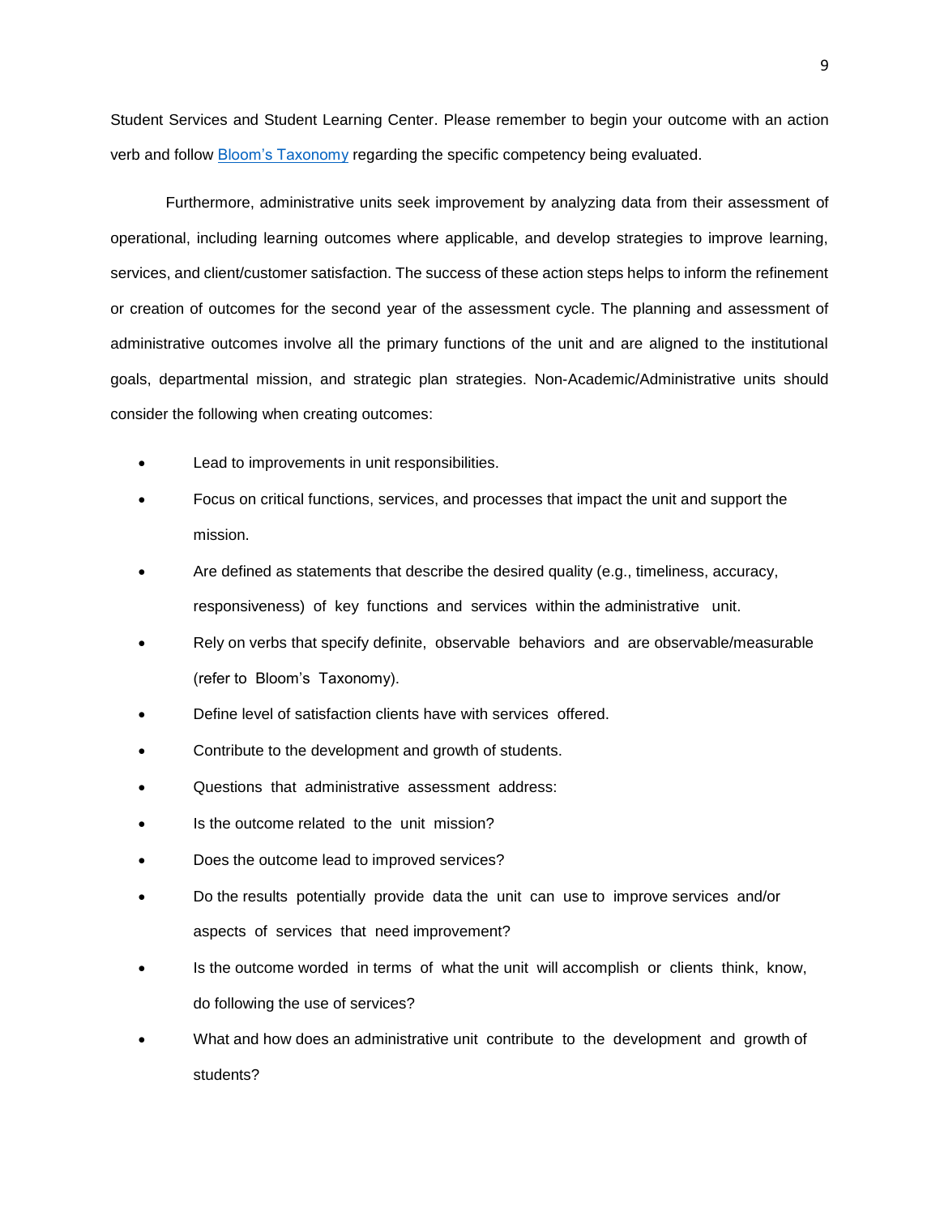Student Services and Student Learning Center. Please remember to begin your outcome with an action verb and follow [Bloom's Taxonomy](#) regarding the specific competency being evaluated.

Furthermore, administrative units seek improvement by analyzing data from their assessment of operational, including learning outcomes where applicable, and develop strategies to improve learning, services, and client/customer satisfaction. The success of these action steps helps to inform the refinement or creation of outcomes for the second year of the assessment cycle. The planning and assessment of administrative outcomes involve all the primary functions of the unit and are aligned to the institutional goals, departmental mission, and strategic plan strategies. Non-Academic/Administrative units should consider the following when creating outcomes:

- Lead to improvements in unit responsibilities.
- Focus on critical functions, services, and processes that impact the unit and support the mission.
- Are defined as statements that describe the desired quality (e.g., timeliness, accuracy, responsiveness) of key functions and services within the administrative unit.
- Rely on verbs that specify definite, observable behaviors and are observable/measurable (refer to Bloom's Taxonomy).
- Define level of satisfaction clients have with services offered.
- Contribute to the development and growth of students.
- Questions that administrative assessment address:
- Is the outcome related to the unit mission?
- Does the outcome lead to improved services?
- Do the results potentially provide data the unit can use to improve services and/or aspects of services that need improvement?
- Is the outcome worded in terms of what the unit will accomplish or clients think, know, do following the use of services?
- What and how does an administrative unit contribute to the development and growth of students?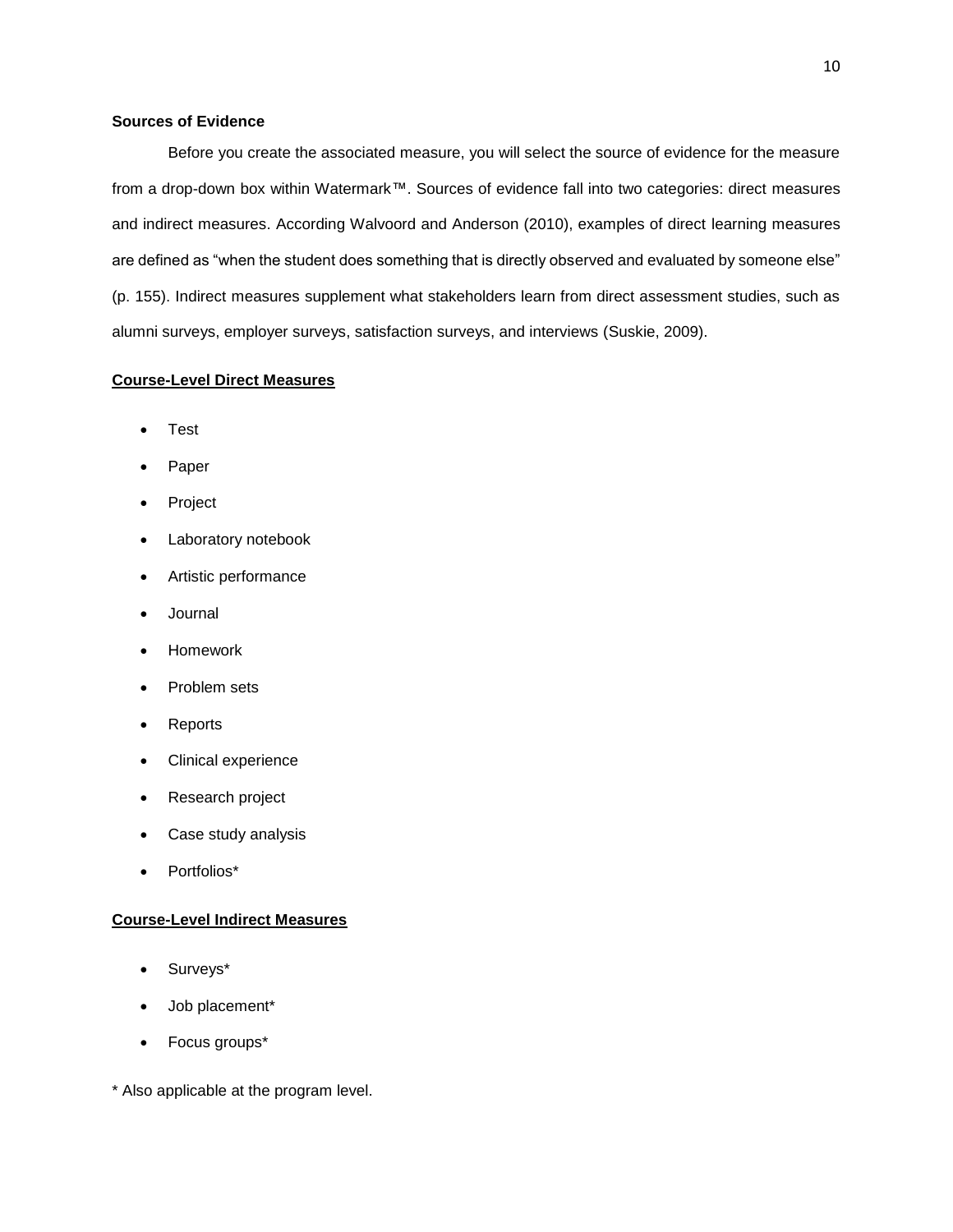## Sources of Evidence

Before you create the associated measure, you will select the source of evidence for the measure from a drop-down box within Watermark™. Sources of evidence fall into two categories: direct measures and indirect measures. According Walvoord and Anderson (2010), examples of direct learning measures are defined as "when the student does something that is directly observed and evaluated by someone else" (p. 155). Indirect measures supplement what stakeholders learn from direct assessment studies, such as alumni surveys, employer surveys, satisfaction surveys, and interviews (Suskie, 2009).

### **Course-Level Direct Measures**

- Test
- Paper
- Project
- Laboratory notebook
- Artistic performance
- Journal
- Homework
- Problem sets
- Reports
- Clinical experience
- Research project
- Case study analysis
- Portfolios*

### **Course-Level Indirect Measures**

- Surveys*
- Job placement*
- Focus groups*

* Also applicable at the program level.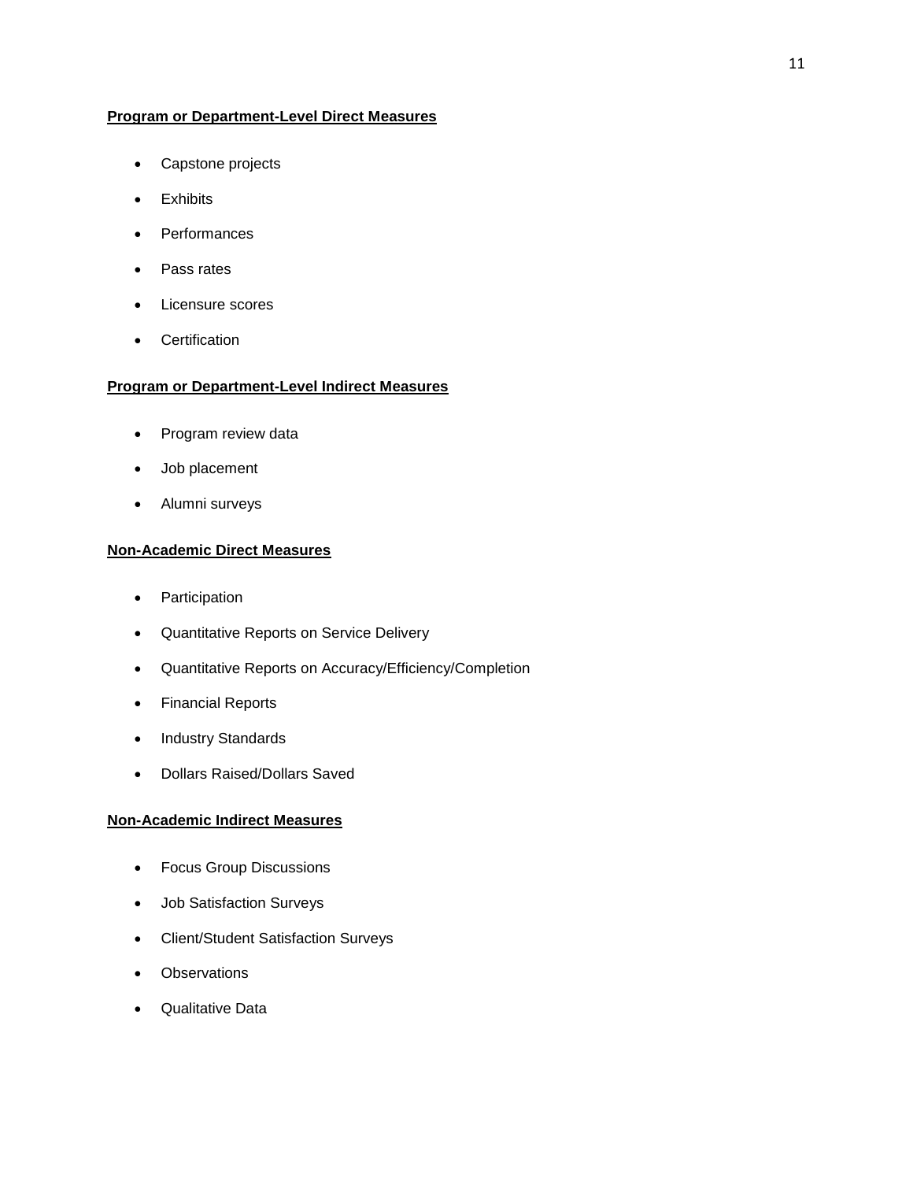**Program or Department-Level Direct Measures**

- Capstone projects
- Exhibits
- Performances
- Pass rates
- Licensure scores
- Certification

**Program or Department-Level Indirect Measures**

- Program review data
- Job placement
- Alumni surveys

**Non-Academic Direct Measures**

- Participation
- Quantitative Reports on Service Delivery
- Quantitative Reports on Accuracy/Efficiency/Completion
- Financial Reports
- Industry Standards
- Dollars Raised/Dollars Saved

**Non-Academic Indirect Measures**

- Focus Group Discussions
- Job Satisfaction Surveys
- Client/Student Satisfaction Surveys
- Observations
- Qualitative Data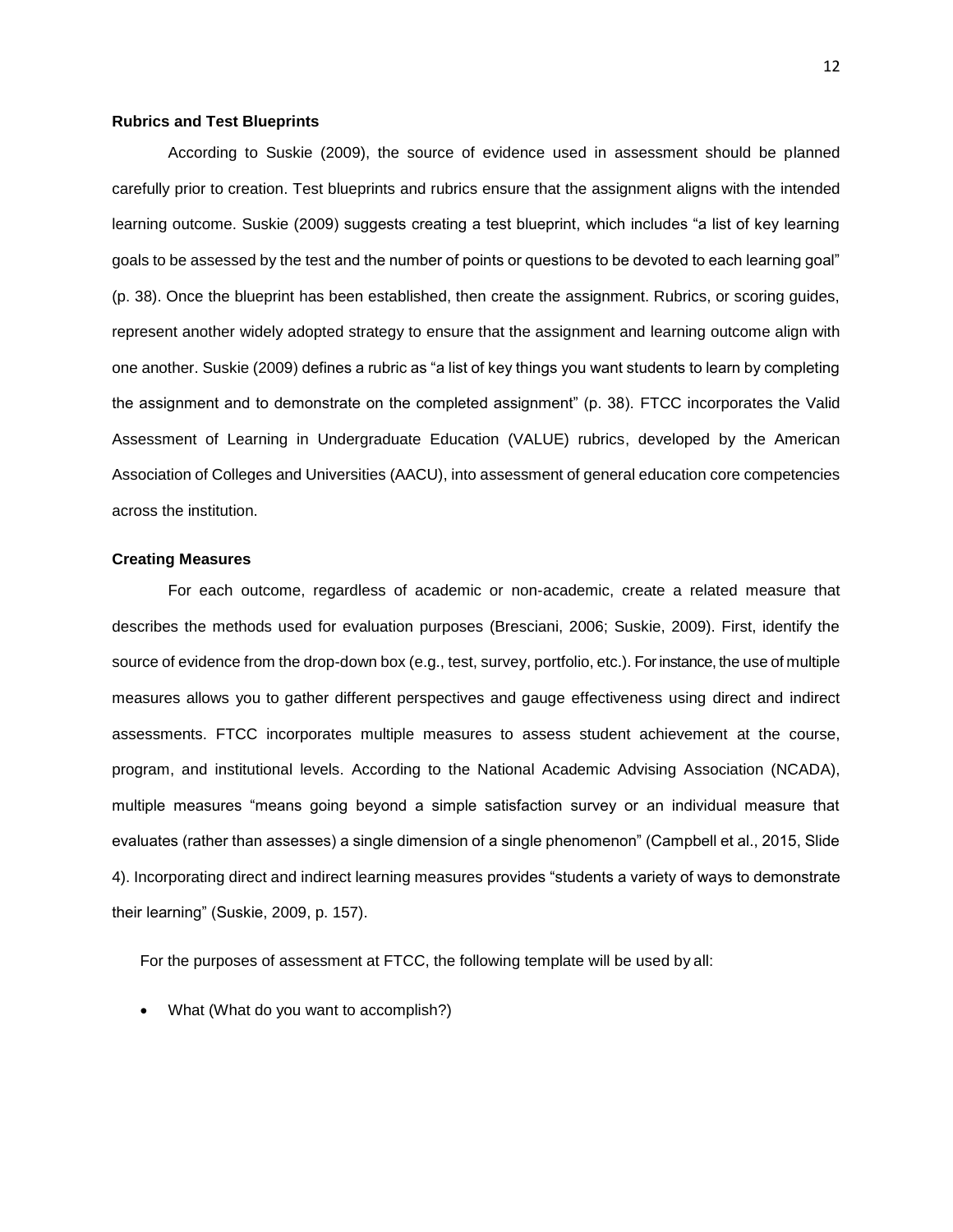### Rubrics and Test Blueprints

According to Suskie (2009), the source of evidence used in assessment should be planned carefully prior to creation. Test blueprints and rubrics ensure that the assignment aligns with the intended learning outcome. Suskie (2009) suggests creating a test blueprint, which includes "a list of key learning goals to be assessed by the test and the number of points or questions to be devoted to each learning goal" (p. 38). Once the blueprint has been established, then create the assignment. Rubrics, or scoring guides, represent another widely adopted strategy to ensure that the assignment and learning outcome align with one another. Suskie (2009) defines a rubric as "a list of key things you want students to learn by completing the assignment and to demonstrate on the completed assignment" (p. 38). FTCC incorporates the Valid Assessment of Learning in Undergraduate Education (VALUE) rubrics, developed by the American Association of Colleges and Universities (AACU), into assessment of general education core competencies across the institution.

### Creating Measures

For each outcome, regardless of academic or non-academic, create a related measure that describes the methods used for evaluation purposes (Bresciani, 2006; Suskie, 2009). First, identify the source of evidence from the drop-down box (e.g., test, survey, portfolio, etc.). For instance, the use of multiple measures allows you to gather different perspectives and gauge effectiveness using direct and indirect assessments. FTCC incorporates multiple measures to assess student achievement at the course, program, and institutional levels. According to the National Academic Advising Association (NCADA), multiple measures "means going beyond a simple satisfaction survey or an individual measure that evaluates (rather than assesses) a single dimension of a single phenomenon" (Campbell et al., 2015, Slide 4). Incorporating direct and indirect learning measures provides "students a variety of ways to demonstrate their learning" (Suskie, 2009, p. 157).

For the purposes of assessment at FTCC, the following template will be used by all:

- What (What do you want to accomplish?)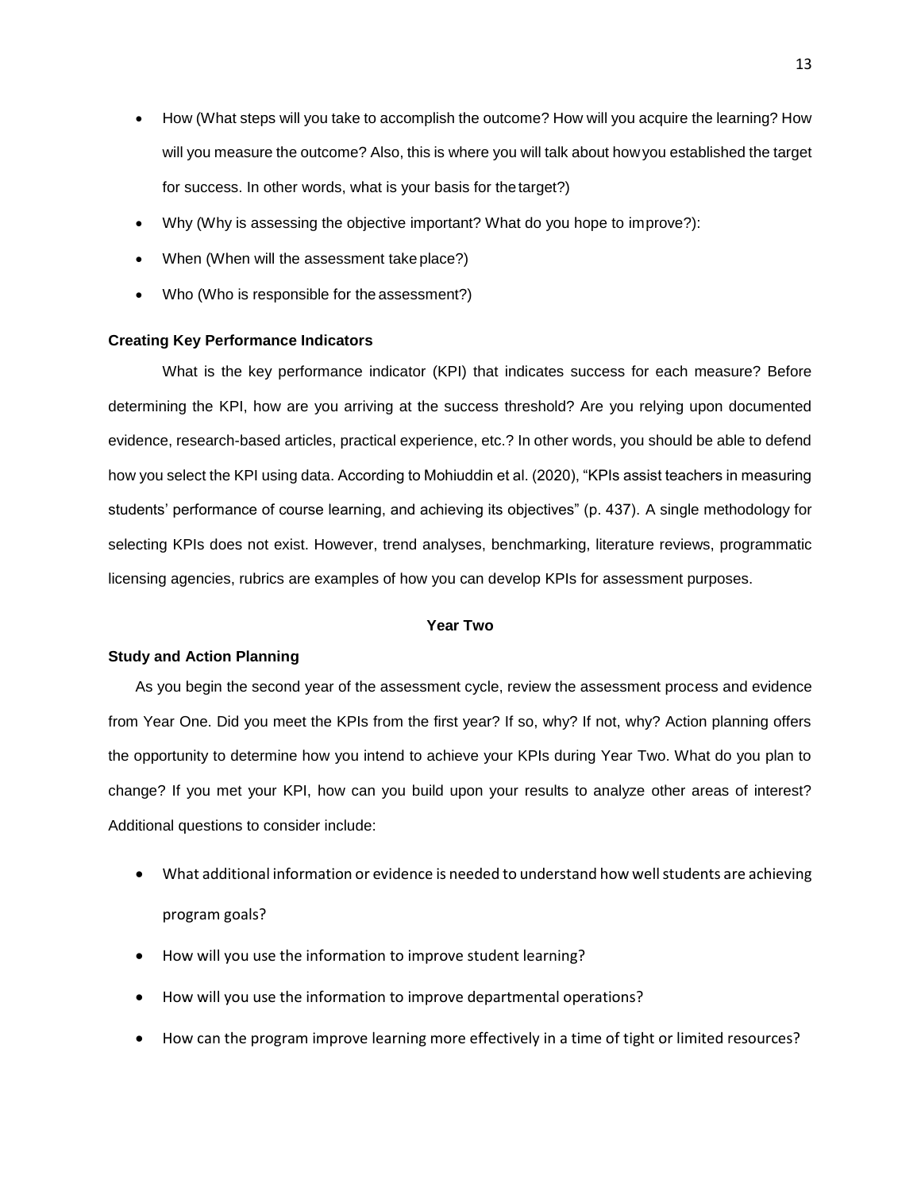- How (What steps will you take to accomplish the outcome? How will you acquire the learning? How will you measure the outcome? Also, this is where you will talk about how you established the target for success. In other words, what is your basis for the target?)
- Why (Why is assessing the objective important? What do you hope to improve?):
- When (When will the assessment take place?)
- Who (Who is responsible for the assessment?)

### Creating Key Performance Indicators

What is the key performance indicator (KPI) that indicates success for each measure? Before determining the KPI, how are you arriving at the success threshold? Are you relying upon documented evidence, research-based articles, practical experience, etc.? In other words, you should be able to defend how you select the KPI using data. According to Mohiuddin et al. (2020), "KPIs assist teachers in measuring students' performance of course learning, and achieving its objectives" (p. 437). A single methodology for selecting KPIs does not exist. However, trend analyses, benchmarking, literature reviews, programmatic licensing agencies, rubrics are examples of how you can develop KPIs for assessment purposes.

## Year Two

### Study and Action Planning

As you begin the second year of the assessment cycle, review the assessment process and evidence from Year One. Did you meet the KPIs from the first year? If so, why? If not, why? Action planning offers the opportunity to determine how you intend to achieve your KPIs during Year Two. What do you plan to change? If you met your KPI, how can you build upon your results to analyze other areas of interest? Additional questions to consider include:

- What additional information or evidence is needed to understand how well students are achieving program goals?
- How will you use the information to improve student learning?
- How will you use the information to improve departmental operations?
- How can the program improve learning more effectively in a time of tight or limited resources?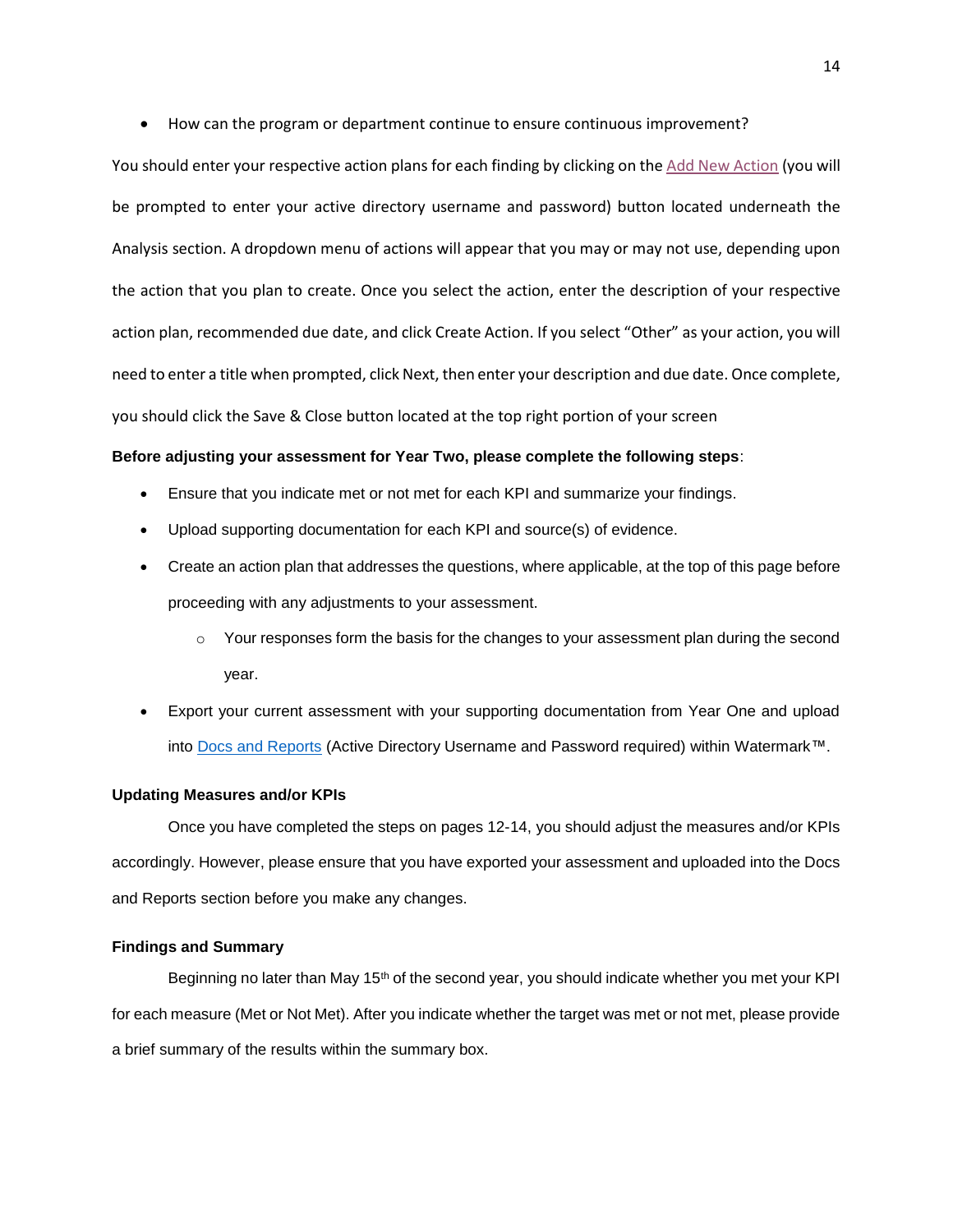- How can the program or department continue to ensure continuous improvement?

You should enter your respective action plans for each finding by clicking on the Add New Action (you will be prompted to enter your active directory username and password) button located underneath the Analysis section. A dropdown menu of actions will appear that you may or may not use, depending upon the action that you plan to create. Once you select the action, enter the description of your respective action plan, recommended due date, and click Create Action. If you select "Other" as your action, you will need to enter a title when prompted, click Next, then enter your description and due date. Once complete, you should click the Save & Close button located at the top right portion of your screen

**Before adjusting your assessment for Year Two, please complete the following steps**:

- Ensure that you indicate met or not met for each KPI and summarize your findings.
- Upload supporting documentation for each KPI and source(s) of evidence.
- Create an action plan that addresses the questions, where applicable, at the top of this page before proceeding with any adjustments to your assessment.
    - Your responses form the basis for the changes to your assessment plan during the second year.
- Export your current assessment with your supporting documentation from Year One and upload into Docs and Reports (Active Directory Username and Password required) within Watermark™.

### Updating Measures and/or KPIs

Once you have completed the steps on pages 12-14, you should adjust the measures and/or KPIs accordingly. However, please ensure that you have exported your assessment and uploaded into the Docs and Reports section before you make any changes.

### Findings and Summary

Beginning no later than May 15th of the second year, you should indicate whether you met your KPI for each measure (Met or Not Met). After you indicate whether the target was met or not met, please provide a brief summary of the results within the summary box.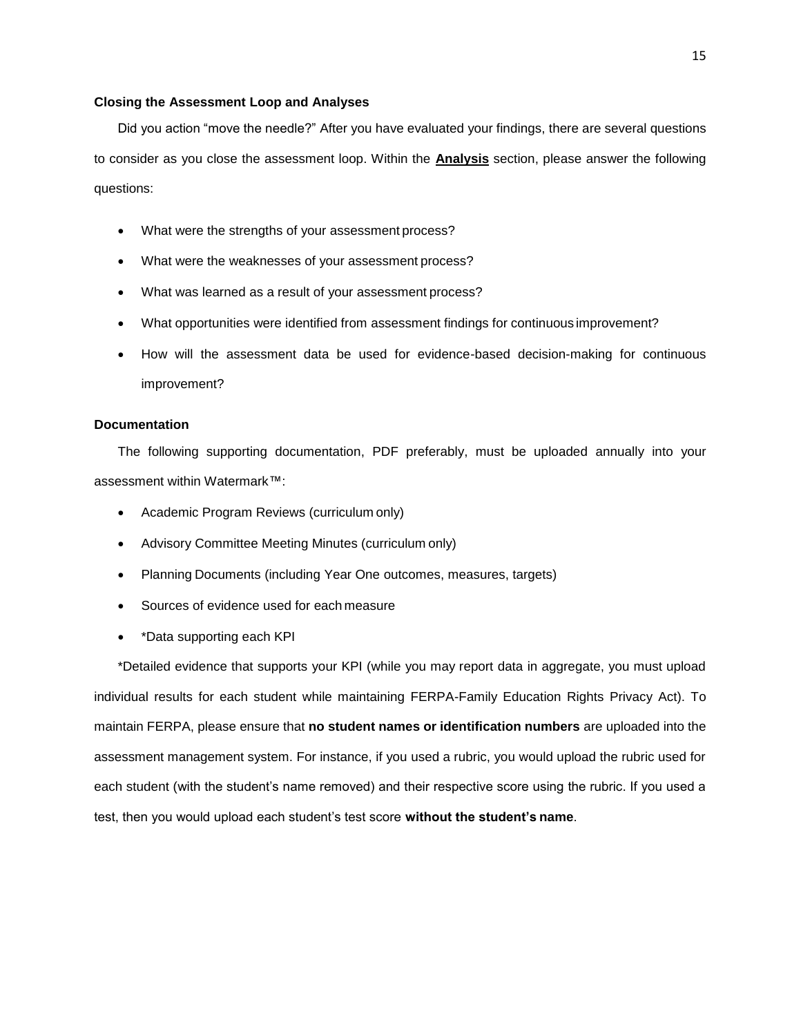### Closing the Assessment Loop and Analyses

Did you action "move the needle?" After you have evaluated your findings, there are several questions to consider as you close the assessment loop. Within the **Analysis** section, please answer the following questions:

- What were the strengths of your assessment process?
- What were the weaknesses of your assessment process?
- What was learned as a result of your assessment process?
- What opportunities were identified from assessment findings for continuous improvement?
- How will the assessment data be used for evidence-based decision-making for continuous improvement?

### Documentation

The following supporting documentation, PDF preferably, must be uploaded annually into your assessment within Watermark™:

- Academic Program Reviews (curriculum only)
- Advisory Committee Meeting Minutes (curriculum only)
- Planning Documents (including Year One outcomes, measures, targets)
- Sources of evidence used for each measure
- *Data supporting each KPI

*Detailed evidence that supports your KPI (while you may report data in aggregate, you must upload individual results for each student while maintaining FERPA-Family Education Rights Privacy Act). To maintain FERPA, please ensure that **no student names or identification numbers** are uploaded into the assessment management system. For instance, if you used a rubric, you would upload the rubric used for each student (with the student's name removed) and their respective score using the rubric. If you used a test, then you would upload each student's test score **without the student's name**.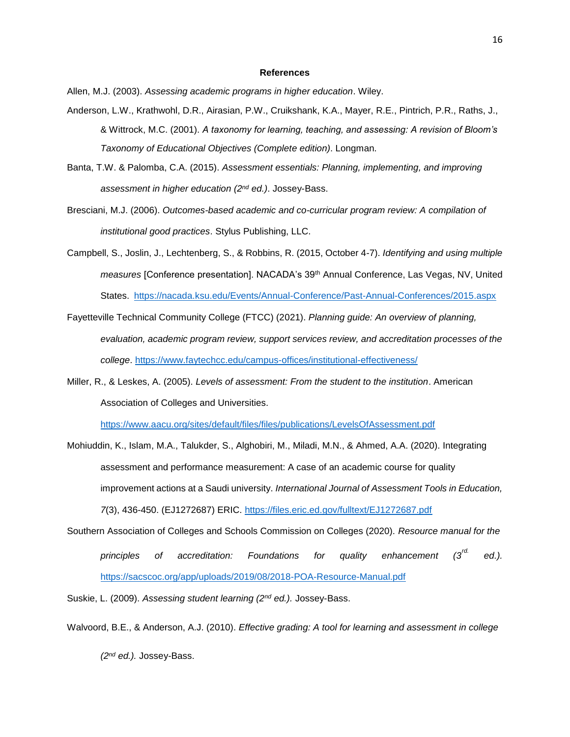## References

Allen, M.J. (2003). *Assessing academic programs in higher education*. Wiley.

Anderson, L.W., Krathwohl, D.R., Airasian, P.W., Cruikshank, K.A., Mayer, R.E., Pintrich, P.R., Raths, J., & Wittrock, M.C. (2001). *A taxonomy for learning, teaching, and assessing: A revision of Bloom's Taxonomy of Educational Objectives (Complete edition)*. Longman.

Banta, T.W. & Palomba, C.A. (2015). *Assessment essentials: Planning, implementing, and improving assessment in higher education (2nd ed.)*. Jossey-Bass.

Bresciani, M.J. (2006). *Outcomes-based academic and co-curricular program review: A compilation of institutional good practices*. Stylus Publishing, LLC.

Campbell, S., Joslin, J., Lechtenberg, S., & Robbins, R. (2015, October 4-7). *Identifying and using multiple measures* [Conference presentation]. NACADA's 39th Annual Conference, Las Vegas, NV, United States. https://nacada.ksu.edu/Events/Annual-Conference/Past-Annual-Conferences/2015.aspx

Fayetteville Technical Community College (FTCC) (2021). *Planning guide: An overview of planning, evaluation, academic program review, support services review, and accreditation processes of the college*. https://www.faytechcc.edu/campus-offices/institutional-effectiveness/

Miller, R., & Leskes, A. (2005). *Levels of assessment: From the student to the institution*. American Association of Colleges and Universities. https://www.aacu.org/sites/default/files/files/publications/LevelsOfAssessment.pdf

Mohiuddin, K., Islam, M.A., Talukder, S., Alghobiri, M., Miladi, M.N., & Ahmed, A.A. (2020). Integrating assessment and performance measurement: A case of an academic course for quality improvement actions at a Saudi university. *International Journal of Assessment Tools in Education, 7*(3), 436-450. (EJ1272687) ERIC. https://files.eric.ed.gov/fulltext/EJ1272687.pdf

Southern Association of Colleges and Schools Commission on Colleges (2020). *Resource manual for the principles of accreditation: Foundations for quality enhancement (3rd. ed.).* https://sacscoc.org/app/uploads/2019/08/2018-POA-Resource-Manual.pdf

Suskie, L. (2009). *Assessing student learning (2nd ed.).* Jossey-Bass.

Walvoord, B.E., & Anderson, A.J. (2010). *Effective grading: A tool for learning and assessment in college (2nd ed.).* Jossey-Bass.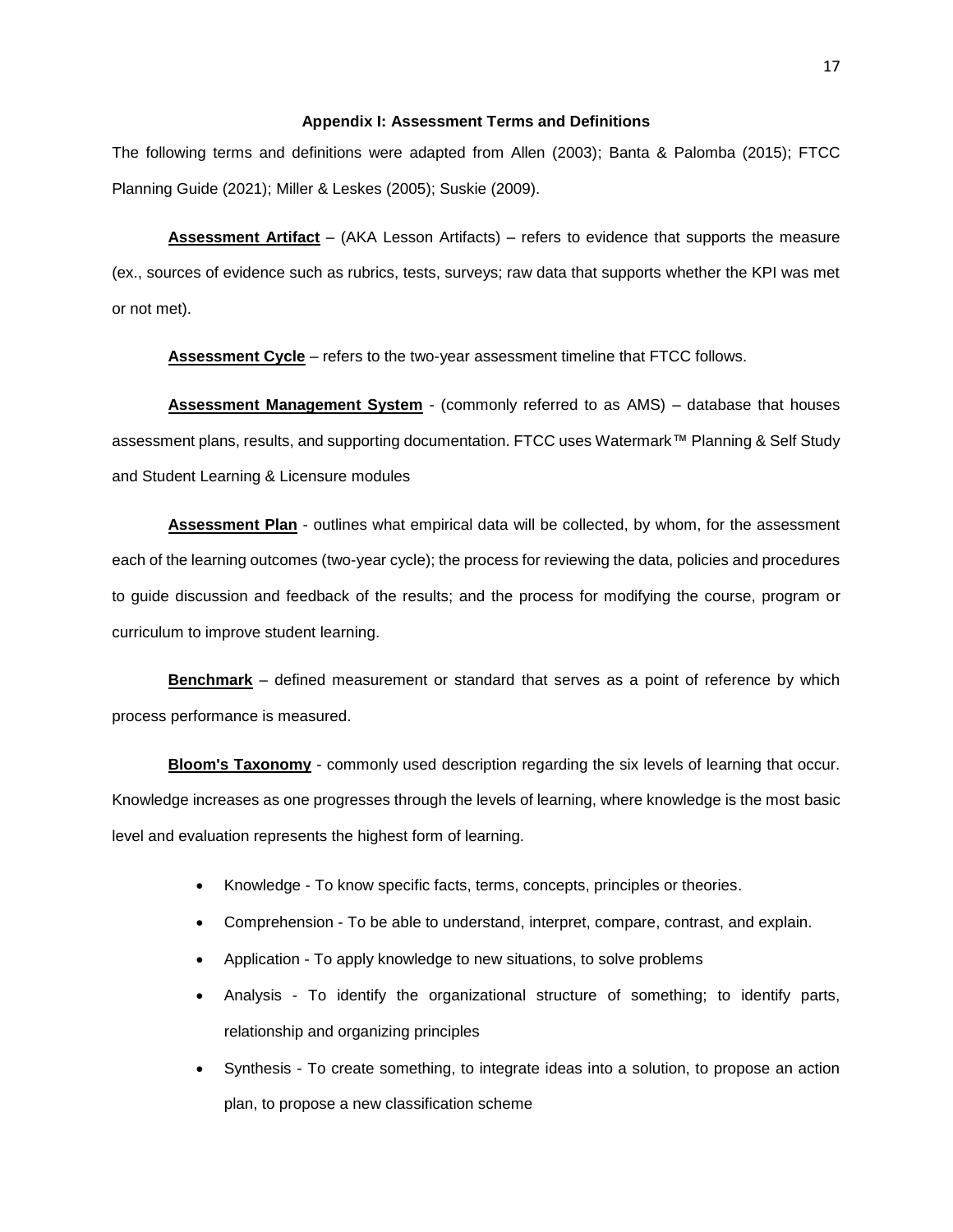## Appendix I: Assessment Terms and Definitions

The following terms and definitions were adapted from Allen (2003); Banta & Palomba (2015); FTCC Planning Guide (2021); Miller & Leskes (2005); Suskie (2009).

**Assessment Artifact** – (AKA Lesson Artifacts) – refers to evidence that supports the measure (ex., sources of evidence such as rubrics, tests, surveys; raw data that supports whether the KPI was met or not met).

**Assessment Cycle** – refers to the two-year assessment timeline that FTCC follows.

**Assessment Management System** - (commonly referred to as AMS) – database that houses assessment plans, results, and supporting documentation. FTCC uses Watermark™ Planning & Self Study and Student Learning & Licensure modules

**Assessment Plan** - outlines what empirical data will be collected, by whom, for the assessment each of the learning outcomes (two-year cycle); the process for reviewing the data, policies and procedures to guide discussion and feedback of the results; and the process for modifying the course, program or curriculum to improve student learning.

**Benchmark** – defined measurement or standard that serves as a point of reference by which process performance is measured.

**Bloom's Taxonomy** - commonly used description regarding the six levels of learning that occur. Knowledge increases as one progresses through the levels of learning, where knowledge is the most basic level and evaluation represents the highest form of learning.

- Knowledge - To know specific facts, terms, concepts, principles or theories.
- Comprehension - To be able to understand, interpret, compare, contrast, and explain.
- Application - To apply knowledge to new situations, to solve problems
- Analysis - To identify the organizational structure of something; to identify parts, relationship and organizing principles
- Synthesis - To create something, to integrate ideas into a solution, to propose an action plan, to propose a new classification scheme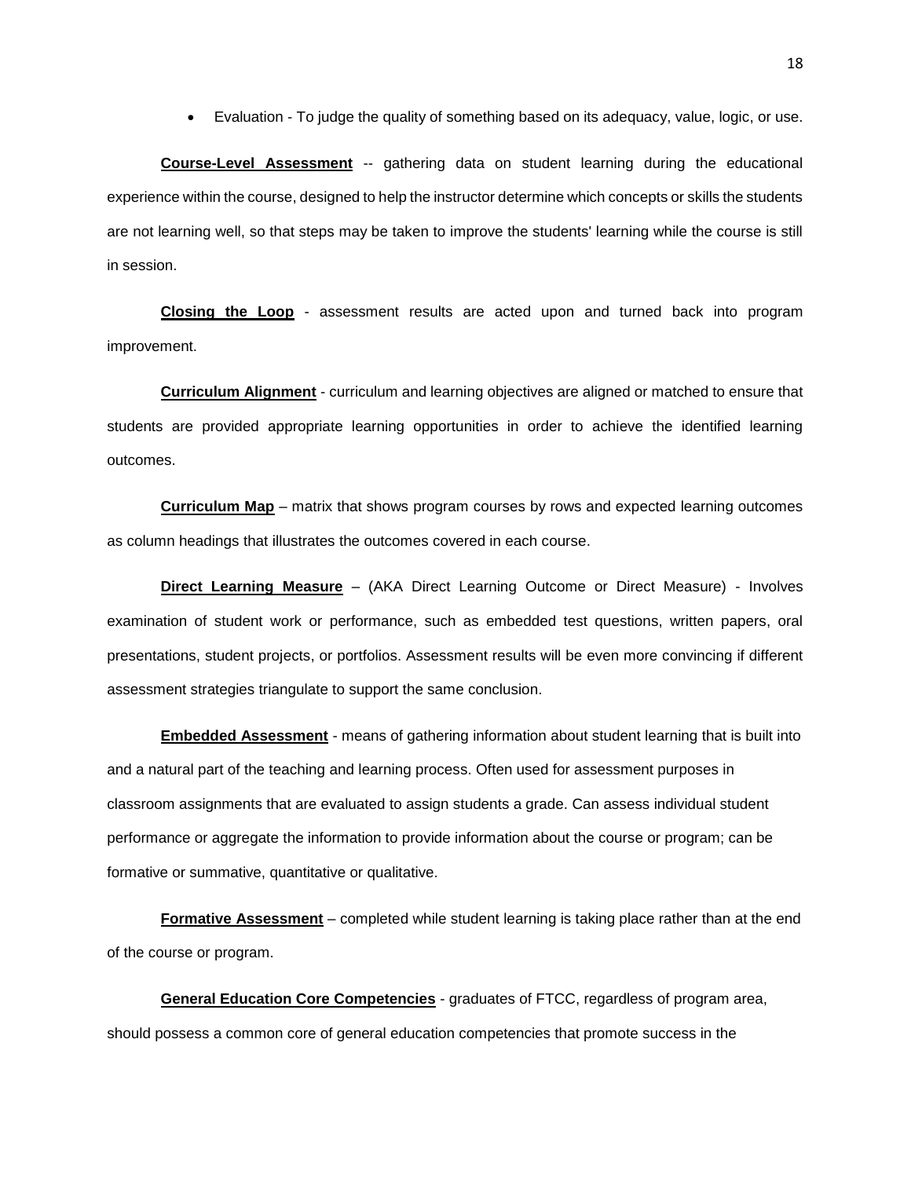- Evaluation - To judge the quality of something based on its adequacy, value, logic, or use.

**Course-Level Assessment** -- gathering data on student learning during the educational experience within the course, designed to help the instructor determine which concepts or skills the students are not learning well, so that steps may be taken to improve the students' learning while the course is still in session.

**Closing the Loop** - assessment results are acted upon and turned back into program improvement.

**Curriculum Alignment** - curriculum and learning objectives are aligned or matched to ensure that students are provided appropriate learning opportunities in order to achieve the identified learning outcomes.

**Curriculum Map** – matrix that shows program courses by rows and expected learning outcomes as column headings that illustrates the outcomes covered in each course.

**Direct Learning Measure** – (AKA Direct Learning Outcome or Direct Measure) - Involves examination of student work or performance, such as embedded test questions, written papers, oral presentations, student projects, or portfolios. Assessment results will be even more convincing if different assessment strategies triangulate to support the same conclusion.

**Embedded Assessment** - means of gathering information about student learning that is built into and a natural part of the teaching and learning process. Often used for assessment purposes in classroom assignments that are evaluated to assign students a grade. Can assess individual student performance or aggregate the information to provide information about the course or program; can be formative or summative, quantitative or qualitative.

**Formative Assessment** – completed while student learning is taking place rather than at the end of the course or program.

**General Education Core Competencies** - graduates of FTCC, regardless of program area, should possess a common core of general education competencies that promote success in the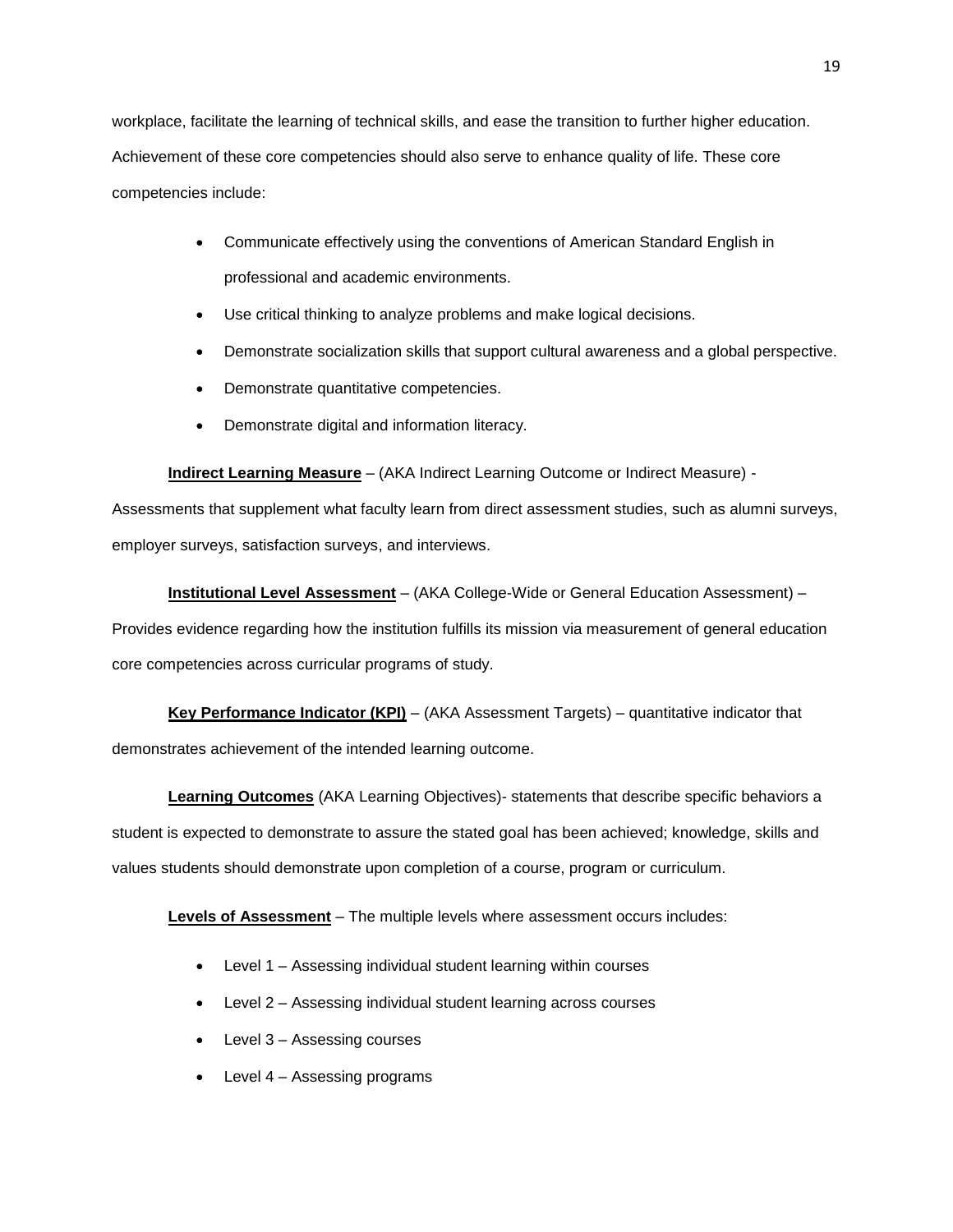workplace, facilitate the learning of technical skills, and ease the transition to further higher education. Achievement of these core competencies should also serve to enhance quality of life. These core competencies include:

- Communicate effectively using the conventions of American Standard English in professional and academic environments.
- Use critical thinking to analyze problems and make logical decisions.
- Demonstrate socialization skills that support cultural awareness and a global perspective.
- Demonstrate quantitative competencies.
- Demonstrate digital and information literacy.

**Indirect Learning Measure** – (AKA Indirect Learning Outcome or Indirect Measure) - Assessments that supplement what faculty learn from direct assessment studies, such as alumni surveys, employer surveys, satisfaction surveys, and interviews.

**Institutional Level Assessment** – (AKA College-Wide or General Education Assessment) – Provides evidence regarding how the institution fulfills its mission via measurement of general education core competencies across curricular programs of study.

**Key Performance Indicator (KPI)** – (AKA Assessment Targets) – quantitative indicator that demonstrates achievement of the intended learning outcome.

**Learning Outcomes** (AKA Learning Objectives)- statements that describe specific behaviors a student is expected to demonstrate to assure the stated goal has been achieved; knowledge, skills and values students should demonstrate upon completion of a course, program or curriculum.

**Levels of Assessment** – The multiple levels where assessment occurs includes:

- Level 1 – Assessing individual student learning within courses
- Level 2 – Assessing individual student learning across courses
- Level 3 – Assessing courses
- Level 4 – Assessing programs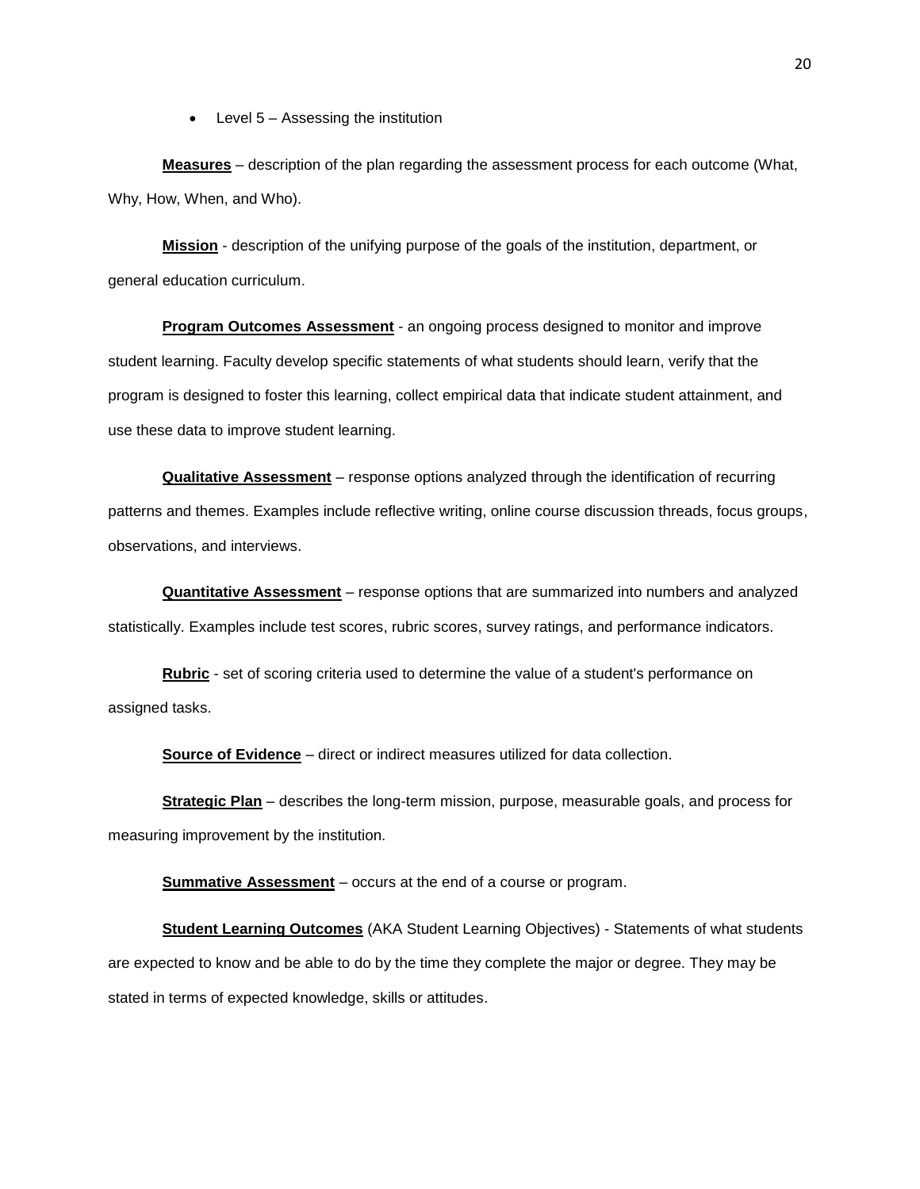- Level 5 – Assessing the institution

**Measures** – description of the plan regarding the assessment process for each outcome (What, Why, How, When, and Who).

**Mission** - description of the unifying purpose of the goals of the institution, department, or general education curriculum.

**Program Outcomes Assessment** - an ongoing process designed to monitor and improve student learning. Faculty develop specific statements of what students should learn, verify that the program is designed to foster this learning, collect empirical data that indicate student attainment, and use these data to improve student learning.

**Qualitative Assessment** – response options analyzed through the identification of recurring patterns and themes. Examples include reflective writing, online course discussion threads, focus groups, observations, and interviews.

**Quantitative Assessment** – response options that are summarized into numbers and analyzed statistically. Examples include test scores, rubric scores, survey ratings, and performance indicators.

**Rubric** - set of scoring criteria used to determine the value of a student's performance on assigned tasks.

**Source of Evidence** – direct or indirect measures utilized for data collection.

**Strategic Plan** – describes the long-term mission, purpose, measurable goals, and process for measuring improvement by the institution.

**Summative Assessment** – occurs at the end of a course or program.

**Student Learning Outcomes** (AKA Student Learning Objectives) - Statements of what students are expected to know and be able to do by the time they complete the major or degree. They may be stated in terms of expected knowledge, skills or attitudes.